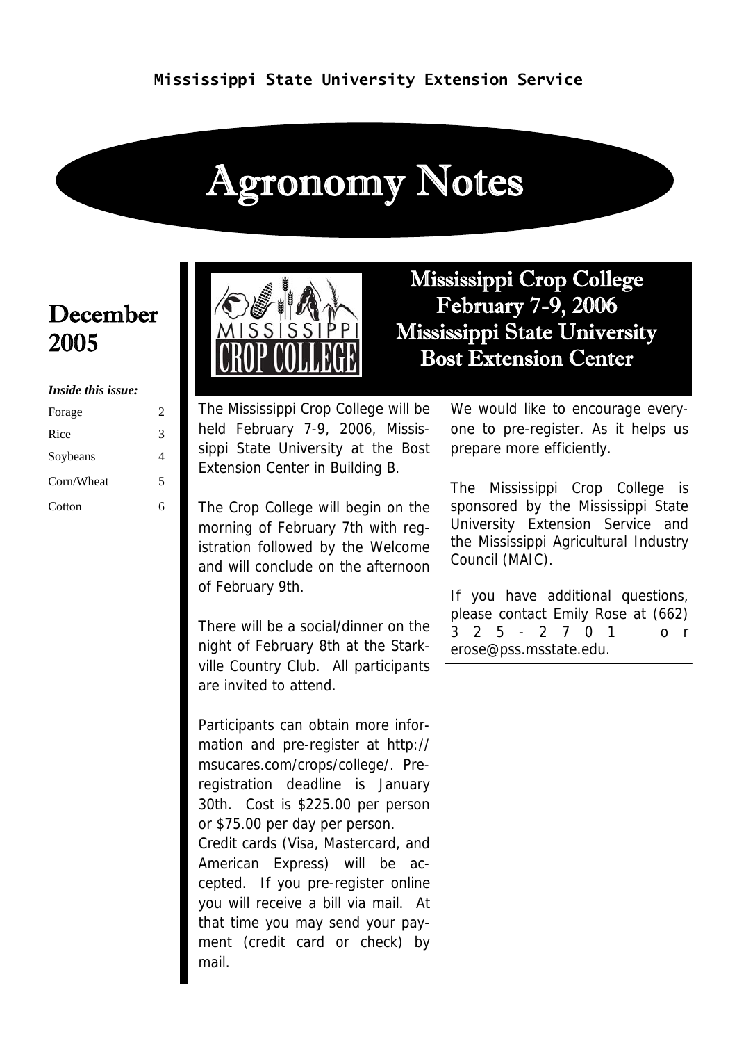Mississippi State University Extension Service

# Agronomy Notes

## December 2005

*Inside this issue:*

| | |
|---|---|
| Forage | 2 |
| Rice | 3 |
| Soybeans | 4 |
| Corn/Wheat | 5 |
| Cotton | 6 |

## Mississippi Crop College
## February 7-9, 2006
## Mississippi State University
## Bost Extension Center

The Mississippi Crop College will be held February 7-9, 2006, Mississippi State University at the Bost Extension Center in Building B.

The Crop College will begin on the morning of February 7th with registration followed by the Welcome and will conclude on the afternoon of February 9th.

There will be a social/dinner on the night of February 8th at the Starkville Country Club. All participants are invited to attend.

Participants can obtain more information and pre-register at http://msucares.com/crops/college/. Pre-registration deadline is January 30th. Cost is $225.00 per person or $75.00 per day per person.
Credit cards (Visa, Mastercard, and American Express) will be accepted. If you pre-register online you will receive a bill via mail. At that time you may send your payment (credit card or check) by mail.

We would like to encourage everyone to pre-register. As it helps us prepare more efficiently.

The Mississippi Crop College is sponsored by the Mississippi State University Extension Service and the Mississippi Agricultural Industry Council (MAIC).

If you have additional questions, please contact Emily Rose at (662) 325-2701 or erose@pss.msstate.edu.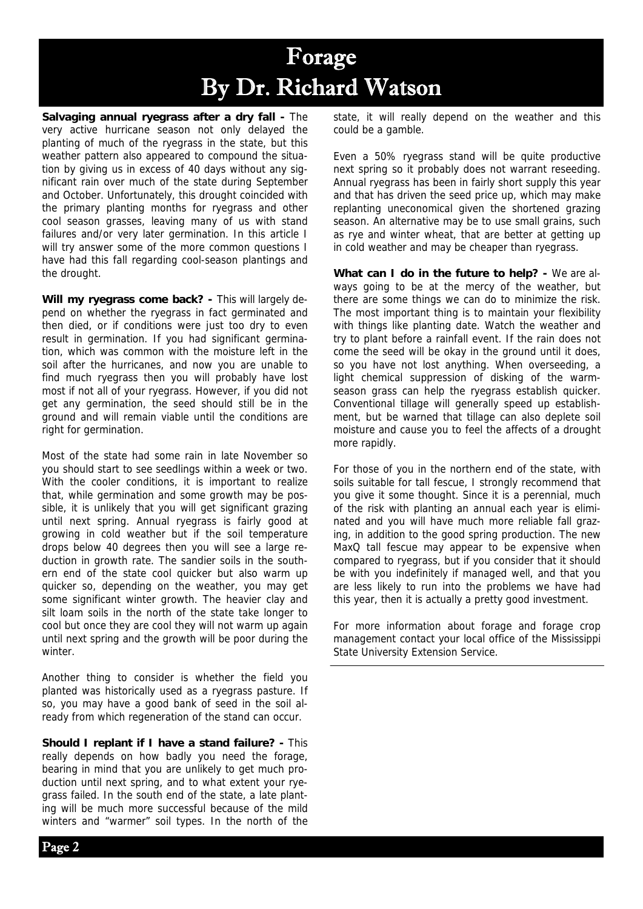# Forage
## By Dr. Richard Watson

**Salvaging annual ryegrass after a dry fall -** The very active hurricane season not only delayed the planting of much of the ryegrass in the state, but this weather pattern also appeared to compound the situation by giving us in excess of 40 days without any significant rain over much of the state during September and October. Unfortunately, this drought coincided with the primary planting months for ryegrass and other cool season grasses, leaving many of us with stand failures and/or very later germination. In this article I will try answer some of the more common questions I have had this fall regarding cool-season plantings and the drought.

**Will my ryegrass come back? -** This will largely depend on whether the ryegrass in fact germinated and then died, or if conditions were just too dry to even result in germination. If you had significant germination, which was common with the moisture left in the soil after the hurricanes, and now you are unable to find much ryegrass then you will probably have lost most if not all of your ryegrass. However, if you did not get any germination, the seed should still be in the ground and will remain viable until the conditions are right for germination.

Most of the state had some rain in late November so you should start to see seedlings within a week or two. With the cooler conditions, it is important to realize that, while germination and some growth may be possible, it is unlikely that you will get significant grazing until next spring. Annual ryegrass is fairly good at growing in cold weather but if the soil temperature drops below 40 degrees then you will see a large reduction in growth rate. The sandier soils in the southern end of the state cool quicker but also warm up quicker so, depending on the weather, you may get some significant winter growth. The heavier clay and silt loam soils in the north of the state take longer to cool but once they are cool they will not warm up again until next spring and the growth will be poor during the winter.

Another thing to consider is whether the field you planted was historically used as a ryegrass pasture. If so, you may have a good bank of seed in the soil already from which regeneration of the stand can occur.

**Should I replant if I have a stand failure? -** This really depends on how badly you need the forage, bearing in mind that you are unlikely to get much production until next spring, and to what extent your ryegrass failed. In the south end of the state, a late planting will be much more successful because of the mild winters and "warmer" soil types. In the north of the state, it will really depend on the weather and this could be a gamble.

Even a 50% ryegrass stand will be quite productive next spring so it probably does not warrant reseeding. Annual ryegrass has been in fairly short supply this year and that has driven the seed price up, which may make replanting uneconomical given the shortened grazing season. An alternative may be to use small grains, such as rye and winter wheat, that are better at getting up in cold weather and may be cheaper than ryegrass.

**What can I do in the future to help? -** We are always going to be at the mercy of the weather, but there are some things we can do to minimize the risk. The most important thing is to maintain your flexibility with things like planting date. Watch the weather and try to plant before a rainfall event. If the rain does not come the seed will be okay in the ground until it does, so you have not lost anything. When overseeding, a light chemical suppression of disking of the warm-season grass can help the ryegrass establish quicker. Conventional tillage will generally speed up establishment, but be warned that tillage can also deplete soil moisture and cause you to feel the affects of a drought more rapidly.

For those of you in the northern end of the state, with soils suitable for tall fescue, I strongly recommend that you give it some thought. Since it is a perennial, much of the risk with planting an annual each year is eliminated and you will have much more reliable fall grazing, in addition to the good spring production. The new MaxQ tall fescue may appear to be expensive when compared to ryegrass, but if you consider that it should be with you indefinitely if managed well, and that you are less likely to run into the problems we have had this year, then it is actually a pretty good investment.

For more information about forage and forage crop management contact your local office of the Mississippi State University Extension Service.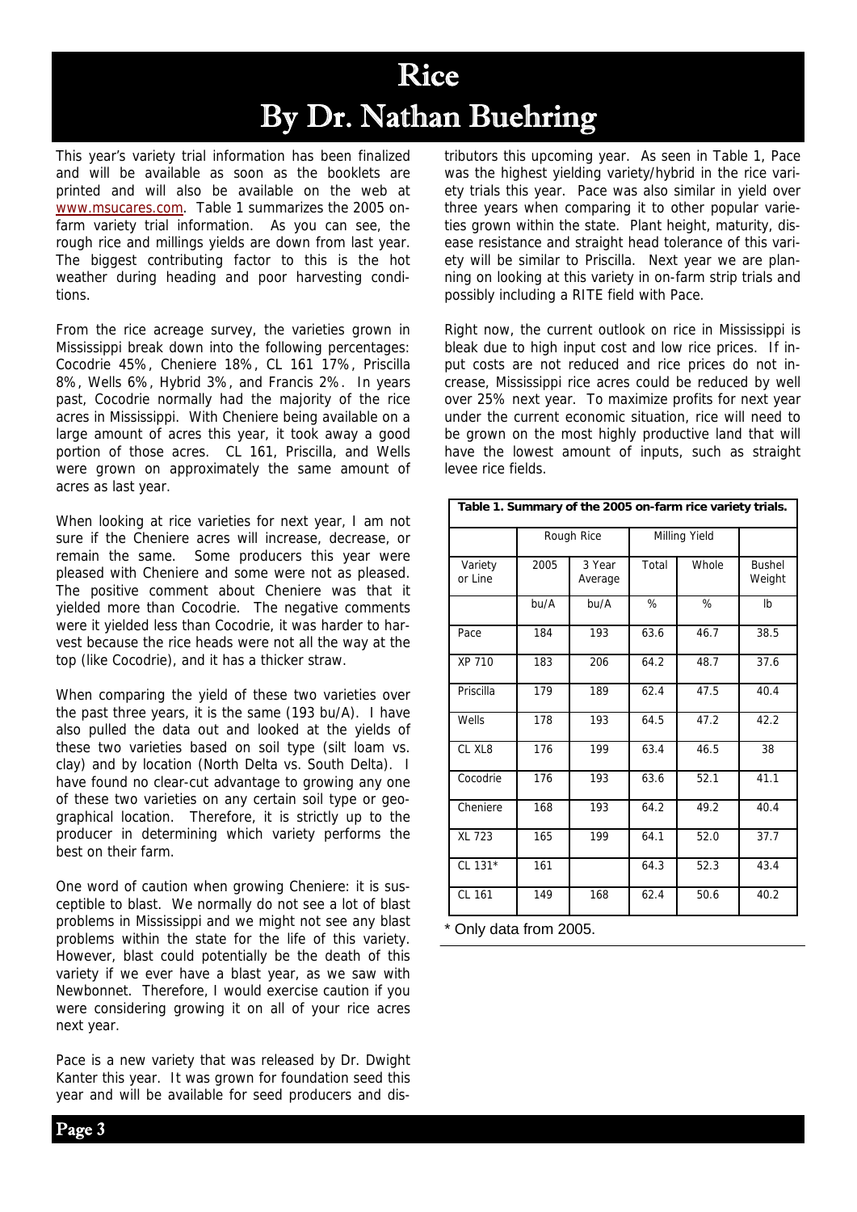# Rice

## By Dr. Nathan Buehring

This year's variety trial information has been finalized and will be available as soon as the booklets are printed and will also be available on the web at www.msucares.com. Table 1 summarizes the 2005 on-farm variety trial information. As you can see, the rough rice and millings yields are down from last year. The biggest contributing factor to this is the hot weather during heading and poor harvesting conditions.

From the rice acreage survey, the varieties grown in Mississippi break down into the following percentages: Cocodrie 45%, Cheniere 18%, CL 161 17%, Priscilla 8%, Wells 6%, Hybrid 3%, and Francis 2%. In years past, Cocodrie normally had the majority of the rice acres in Mississippi. With Cheniere being available on a large amount of acres this year, it took away a good portion of those acres. CL 161, Priscilla, and Wells were grown on approximately the same amount of acres as last year.

When looking at rice varieties for next year, I am not sure if the Cheniere acres will increase, decrease, or remain the same. Some producers this year were pleased with Cheniere and some were not as pleased. The positive comment about Cheniere was that it yielded more than Cocodrie. The negative comments were it yielded less than Cocodrie, it was harder to harvest because the rice heads were not all the way at the top (like Cocodrie), and it has a thicker straw.

When comparing the yield of these two varieties over the past three years, it is the same (193 bu/A). I have also pulled the data out and looked at the yields of these two varieties based on soil type (silt loam vs. clay) and by location (North Delta vs. South Delta). I have found no clear-cut advantage to growing any one of these two varieties on any certain soil type or geographical location. Therefore, it is strictly up to the producer in determining which variety performs the best on their farm.

One word of caution when growing Cheniere: it is susceptible to blast. We normally do not see a lot of blast problems in Mississippi and we might not see any blast problems within the state for the life of this variety. However, blast could potentially be the death of this variety if we ever have a blast year, as we saw with Newbonnet. Therefore, I would exercise caution if you were considering growing it on all of your rice acres next year.

Pace is a new variety that was released by Dr. Dwight Kanter this year. It was grown for foundation seed this year and will be available for seed producers and distributors this upcoming year. As seen in Table 1, Pace was the highest yielding variety/hybrid in the rice variety trials this year. Pace was also similar in yield over three years when comparing it to other popular varieties grown within the state. Plant height, maturity, disease resistance and straight head tolerance of this variety will be similar to Priscilla. Next year we are planning on looking at this variety in on-farm strip trials and possibly including a RITE field with Pace.

Right now, the current outlook on rice in Mississippi is bleak due to high input cost and low rice prices. If input costs are not reduced and rice prices do not increase, Mississippi rice acres could be reduced by well over 25% next year. To maximize profits for next year under the current economic situation, rice will need to be grown on the most highly productive land that will have the lowest amount of inputs, such as straight levee rice fields.

**Table 1. Summary of the 2005 on-farm rice variety trials.**

| | Rough Rice | | Milling Yield | | |
|---|---|---|---|---|---|
| Variety or Line | 2005 | 3 Year Average | Total | Whole | Bushel Weight |
| | bu/A | bu/A | % | % | lb |
| Pace | 184 | 193 | 63.6 | 46.7 | 38.5 |
| XP 710 | 183 | 206 | 64.2 | 48.7 | 37.6 |
| Priscilla | 179 | 189 | 62.4 | 47.5 | 40.4 |
| Wells | 178 | 193 | 64.5 | 47.2 | 42.2 |
| CL XL8 | 176 | 199 | 63.4 | 46.5 | 38 |
| Cocodrie | 176 | 193 | 63.6 | 52.1 | 41.1 |
| Cheniere | 168 | 193 | 64.2 | 49.2 | 40.4 |
| XL 723 | 165 | 199 | 64.1 | 52.0 | 37.7 |
| CL 131* | 161 | | 64.3 | 52.3 | 43.4 |
| CL 161 | 149 | 168 | 62.4 | 50.6 | 40.2 |

\* Only data from 2005.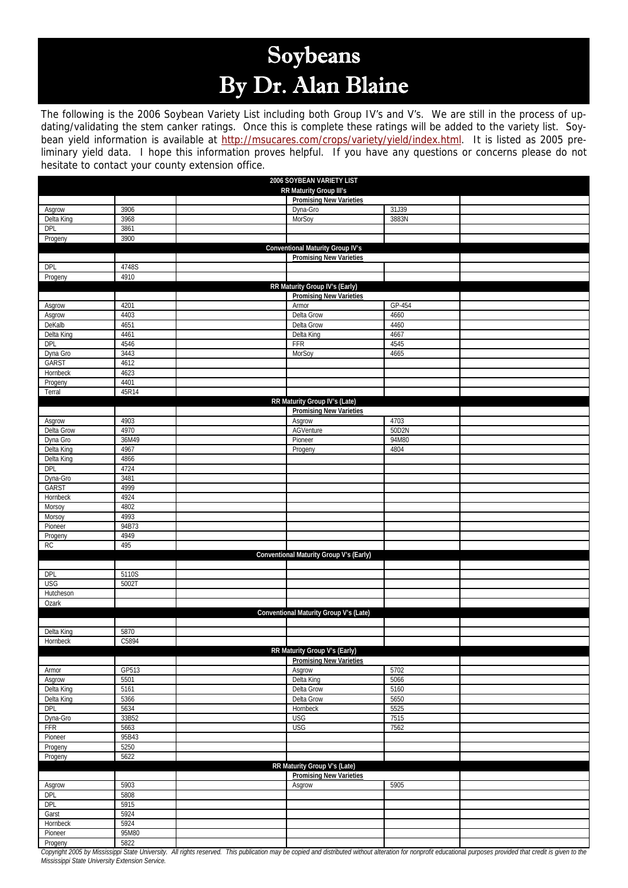# Soybeans

# By Dr. Alan Blaine

The following is the 2006 Soybean Variety List including both Group IV's and V's. We are still in the process of updating/validating the stem canker ratings. Once this is complete these ratings will be added to the variety list. Soybean yield information is available at http://msucares.com/crops/variety/yield/index.html. It is listed as 2005 preliminary yield data. I hope this information proves helpful. If you have any questions or concerns please do not hesitate to contact your county extension office.

| 2006 SOYBEAN VARIETY LIST | | | | | |
|---|---|---|---|---|---|
| **RR Maturity Group III's** | | | | | |
| | | | **Promising New Varieties** | | |
| Asgrow | 3906 | | Dyna-Gro | 31J39 | |
| Delta King | 3968 | | MorSoy | 3883N | |
| DPL | 3861 | | | | |
| Progeny | 3900 | | | | |
| **Conventional Maturity Group IV's** | | | | | |
| | | | **Promising New Varieties** | | |
| DPL | 4748S | | | | |
| Progeny | 4910 | | | | |
| **RR Maturity Group IV's (Early)** | | | | | |
| | | | **Promising New Varieties** | | |
| Asgrow | 4201 | | Armor | GP-454 | |
| Asgrow | 4403 | | Delta Grow | 4660 | |
| DeKalb | 4651 | | Delta Grow | 4460 | |
| Delta King | 4461 | | Delta King | 4667 | |
| DPL | 4546 | | FFR | 4545 | |
| Dyna Gro | 3443 | | MorSoy | 4665 | |
| GARST | 4612 | | | | |
| Hornbeck | 4623 | | | | |
| Progeny | 4401 | | | | |
| Terral | 45R14 | | | | |
| **RR Maturity Group IV's (Late)** | | | | | |
| | | | **Promising New Varieties** | | |
| Asgrow | 4903 | | Asgrow | 4703 | |
| Delta Grow | 4970 | | AGVenture | 50D2N | |
| Dyna Gro | 36M49 | | Pioneer | 94M80 | |
| Delta King | 4967 | | Progeny | 4804 | |
| Delta King | 4866 | | | | |
| DPL | 4724 | | | | |
| Dyna-Gro | 3481 | | | | |
| GARST | 4999 | | | | |
| Hornbeck | 4924 | | | | |
| Morsoy | 4802 | | | | |
| Morsoy | 4993 | | | | |
| Pioneer | 94B73 | | | | |
| Progeny | 4949 | | | | |
| RC | 495 | | | | |
| **Conventional Maturity Group V's (Early)** | | | | | |
| | | | | | |
| DPL | 5110S | | | | |
| USG | 5002T | | | | |
| Hutcheson | | | | | |
| Ozark | | | | | |
| **Conventional Maturity Group V's (Late)** | | | | | |
| | | | | | |
| Delta King | 5870 | | | | |
| Hornbeck | C5894 | | | | |
| **RR Maturity Group V's (Early)** | | | | | |
| | | | **Promising New Varieties** | | |
| Armor | GP513 | | Asgrow | 5702 | |
| Asgrow | 5501 | | Delta King | 5066 | |
| Delta King | 5161 | | Delta Grow | 5160 | |
| Delta King | 5366 | | Delta Grow | 5650 | |
| DPL | 5634 | | Hornbeck | 5525 | |
| Dyna-Gro | 33B52 | | USG | 7515 | |
| FFR | 5663 | | USG | 7562 | |
| Pioneer | 95B43 | | | | |
| Progeny | 5250 | | | | |
| Progeny | 5622 | | | | |
| **RR Maturity Group V's (Late)** | | | | | |
| | | | **Promising New Varieties** | | |
| Asgrow | 5903 | | Asgrow | 5905 | |
| DPL | 5808 | | | | |
| DPL | 5915 | | | | |
| Garst | 5924 | | | | |
| Hornbeck | 5924 | | | | |
| Pioneer | 95M80 | | | | |
| Progeny | 5822 | | | | |

*Copyright 2005 by Mississippi State University. All rights reserved. This publication may be copied and distributed without alteration for nonprofit educational purposes provided that credit is given to the Mississippi State University Extension Service.*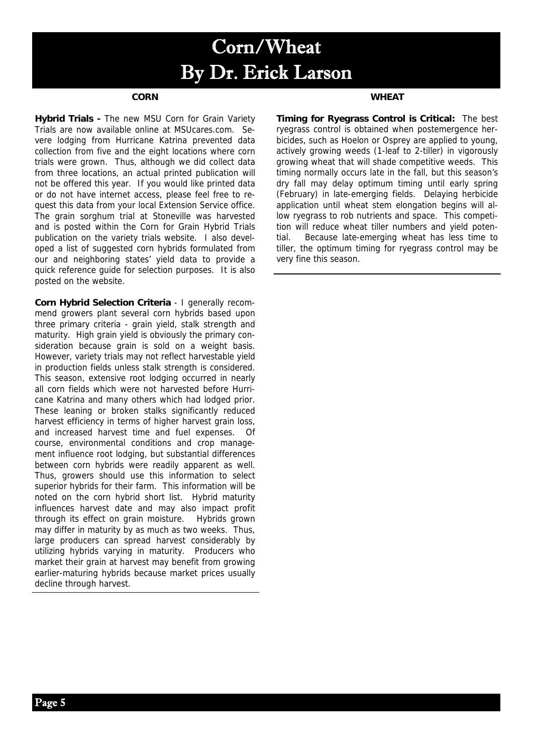# Corn/Wheat
# By Dr. Erick Larson

## CORN

**Hybrid Trials -** The new MSU Corn for Grain Variety Trials are now available online at MSUcares.com. Severe lodging from Hurricane Katrina prevented data collection from five and the eight locations where corn trials were grown. Thus, although we did collect data from three locations, an actual printed publication will not be offered this year. If you would like printed data or do not have internet access, please feel free to request this data from your local Extension Service office. The grain sorghum trial at Stoneville was harvested and is posted within the Corn for Grain Hybrid Trials publication on the variety trials website. I also developed a list of suggested corn hybrids formulated from our and neighboring states' yield data to provide a quick reference guide for selection purposes. It is also posted on the website.

**Corn Hybrid Selection Criteria** - I generally recommend growers plant several corn hybrids based upon three primary criteria - grain yield, stalk strength and maturity. High grain yield is obviously the primary consideration because grain is sold on a weight basis. However, variety trials may not reflect harvestable yield in production fields unless stalk strength is considered. This season, extensive root lodging occurred in nearly all corn fields which were not harvested before Hurricane Katrina and many others which had lodged prior. These leaning or broken stalks significantly reduced harvest efficiency in terms of higher harvest grain loss, and increased harvest time and fuel expenses. Of course, environmental conditions and crop management influence root lodging, but substantial differences between corn hybrids were readily apparent as well. Thus, growers should use this information to select superior hybrids for their farm. This information will be noted on the corn hybrid short list. Hybrid maturity influences harvest date and may also impact profit through its effect on grain moisture. Hybrids grown may differ in maturity by as much as two weeks. Thus, large producers can spread harvest considerably by utilizing hybrids varying in maturity. Producers who market their grain at harvest may benefit from growing earlier-maturing hybrids because market prices usually decline through harvest.

## WHEAT

**Timing for Ryegrass Control is Critical:** The best ryegrass control is obtained when postemergence herbicides, such as Hoelon or Osprey are applied to young, actively growing weeds (1-leaf to 2-tiller) in vigorously growing wheat that will shade competitive weeds. This timing normally occurs late in the fall, but this season's dry fall may delay optimum timing until early spring (February) in late-emerging fields. Delaying herbicide application until wheat stem elongation begins will allow ryegrass to rob nutrients and space. This competition will reduce wheat tiller numbers and yield potential. Because late-emerging wheat has less time to tiller, the optimum timing for ryegrass control may be very fine this season.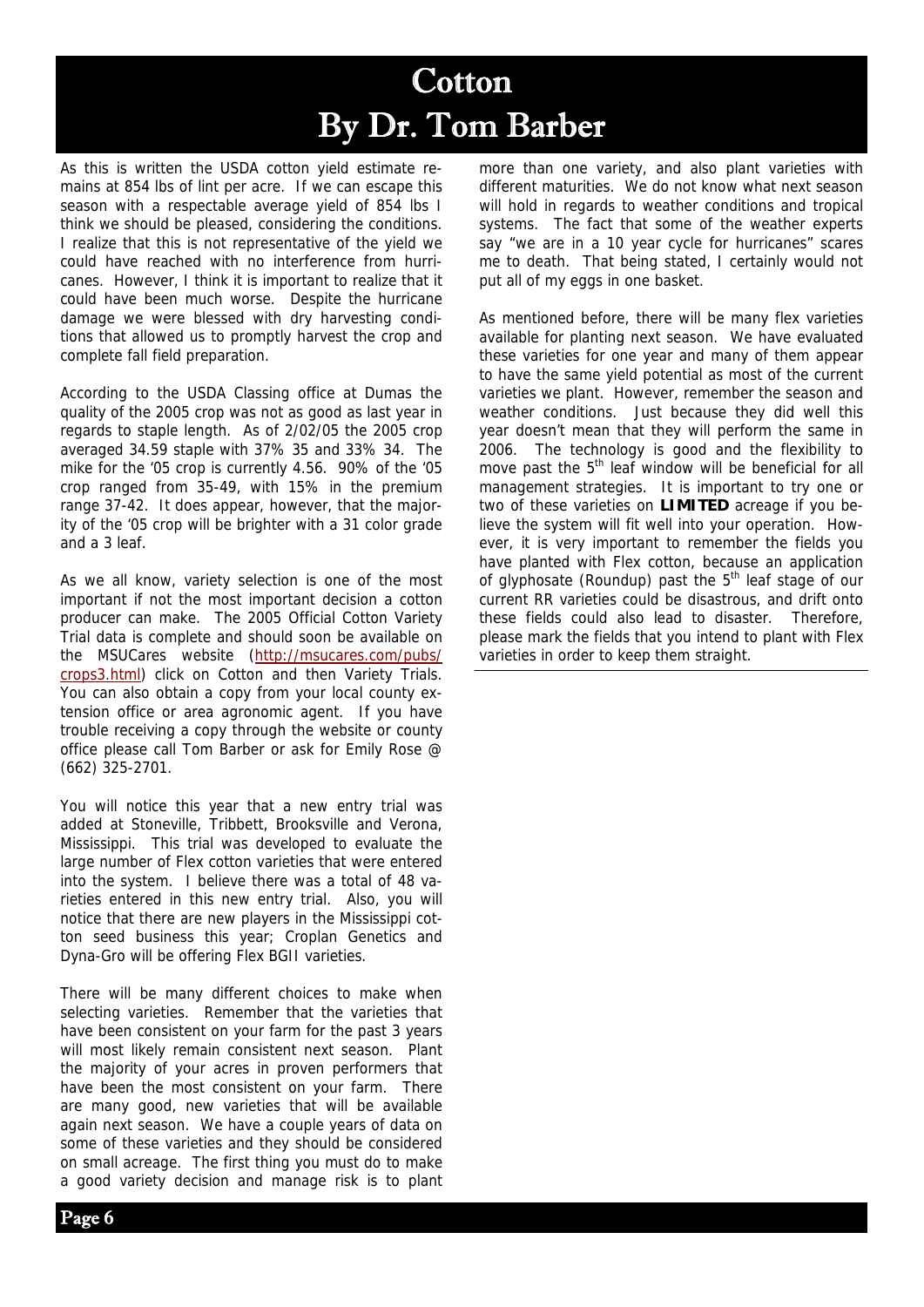# Cotton
## By Dr. Tom Barber

As this is written the USDA cotton yield estimate remains at 854 lbs of lint per acre. If we can escape this season with a respectable average yield of 854 lbs I think we should be pleased, considering the conditions. I realize that this is not representative of the yield we could have reached with no interference from hurricanes. However, I think it is important to realize that it could have been much worse. Despite the hurricane damage we were blessed with dry harvesting conditions that allowed us to promptly harvest the crop and complete fall field preparation.

According to the USDA Classing office at Dumas the quality of the 2005 crop was not as good as last year in regards to staple length. As of 2/02/05 the 2005 crop averaged 34.59 staple with 37% 35 and 33% 34. The mike for the '05 crop is currently 4.56. 90% of the '05 crop ranged from 35-49, with 15% in the premium range 37-42. It does appear, however, that the majority of the '05 crop will be brighter with a 31 color grade and a 3 leaf.

As we all know, variety selection is one of the most important if not the most important decision a cotton producer can make. The 2005 Official Cotton Variety Trial data is complete and should soon be available on the MSUCares website (http://msucares.com/pubs/crops3.html) click on Cotton and then Variety Trials. You can also obtain a copy from your local county extension office or area agronomic agent. If you have trouble receiving a copy through the website or county office please call Tom Barber or ask for Emily Rose @ (662) 325-2701.

You will notice this year that a new entry trial was added at Stoneville, Tribbett, Brooksville and Verona, Mississippi. This trial was developed to evaluate the large number of Flex cotton varieties that were entered into the system. I believe there was a total of 48 varieties entered in this new entry trial. Also, you will notice that there are new players in the Mississippi cotton seed business this year; Croplan Genetics and Dyna-Gro will be offering Flex BGII varieties.

There will be many different choices to make when selecting varieties. Remember that the varieties that have been consistent on your farm for the past 3 years will most likely remain consistent next season. Plant the majority of your acres in proven performers that have been the most consistent on your farm. There are many good, new varieties that will be available again next season. We have a couple years of data on some of these varieties and they should be considered on small acreage. The first thing you must do to make a good variety decision and manage risk is to plant more than one variety, and also plant varieties with different maturities. We do not know what next season will hold in regards to weather conditions and tropical systems. The fact that some of the weather experts say "we are in a 10 year cycle for hurricanes" scares me to death. That being stated, I certainly would not put all of my eggs in one basket.

As mentioned before, there will be many flex varieties available for planting next season. We have evaluated these varieties for one year and many of them appear to have the same yield potential as most of the current varieties we plant. However, remember the season and weather conditions. Just because they did well this year doesn't mean that they will perform the same in 2006. The technology is good and the flexibility to move past the 5th leaf window will be beneficial for all management strategies. It is important to try one or two of these varieties on **LIMITED** acreage if you believe the system will fit well into your operation. However, it is very important to remember the fields you have planted with Flex cotton, because an application of glyphosate (Roundup) past the 5th leaf stage of our current RR varieties could be disastrous, and drift onto these fields could also lead to disaster. Therefore, please mark the fields that you intend to plant with Flex varieties in order to keep them straight.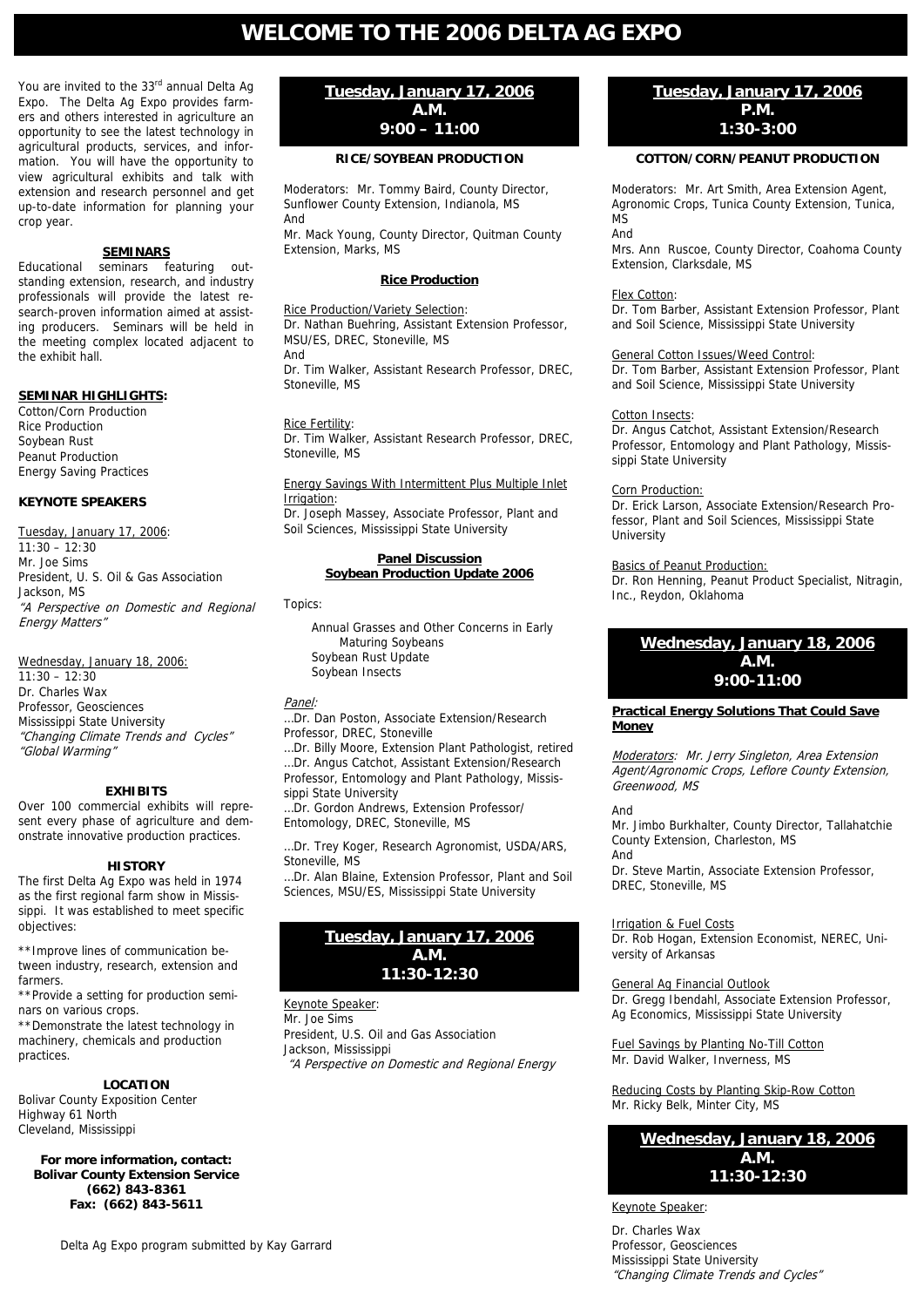# WELCOME TO THE 2006 DELTA AG EXPO

You are invited to the 33rd annual Delta Ag Expo. The Delta Ag Expo provides farmers and others interested in agriculture an opportunity to see the latest technology in agricultural products, services, and information. You will have the opportunity to view agricultural exhibits and talk with extension and research personnel and get up-to-date information for planning your crop year.

## SEMINARS

Educational seminars featuring outstanding extension, research, and industry professionals will provide the latest research-proven information aimed at assisting producers. Seminars will be held in the meeting complex located adjacent to the exhibit hall.

### SEMINAR HIGHLIGHTS:

Cotton/Corn Production
Rice Production
Soybean Rust
Peanut Production
Energy Saving Practices

### KEYNOTE SPEAKERS

Tuesday, January 17, 2006:
11:30 – 12:30
Mr. Joe Sims
President, U. S. Oil & Gas Association
Jackson, MS
*"A Perspective on Domestic and Regional Energy Matters"*

Wednesday, January 18, 2006:
11:30 – 12:30
Dr. Charles Wax
Professor, Geosciences
Mississippi State University
*"Changing Climate Trends and Cycles"*
*"Global Warming"*

## EXHIBITS

Over 100 commercial exhibits will represent every phase of agriculture and demonstrate innovative production practices.

## HISTORY

The first Delta Ag Expo was held in 1974 as the first regional farm show in Mississippi. It was established to meet specific objectives:

**Improve lines of communication between industry, research, extension and farmers.
**Provide a setting for production seminars on various crops.
**Demonstrate the latest technology in machinery, chemicals and production practices.

## LOCATION

Bolivar County Exposition Center
Highway 61 North
Cleveland, Mississippi

**For more information, contact:**
**Bolivar County Extension Service**
**(662) 843-8361**
**Fax: (662) 843-5611**

Delta Ag Expo program submitted by Kay Garrard

## Tuesday, January 17, 2006 A.M. 9:00 – 11:00

### RICE/SOYBEAN PRODUCTION

Moderators: Mr. Tommy Baird, County Director, Sunflower County Extension, Indianola, MS
And
Mr. Mack Young, County Director, Quitman County Extension, Marks, MS

#### Rice Production

Rice Production/Variety Selection:
Dr. Nathan Buehring, Assistant Extension Professor, MSU/ES, DREC, Stoneville, MS
And
Dr. Tim Walker, Assistant Research Professor, DREC, Stoneville, MS

Rice Fertility:
Dr. Tim Walker, Assistant Research Professor, DREC, Stoneville, MS

Energy Savings With Intermittent Plus Multiple Inlet Irrigation:
Dr. Joseph Massey, Associate Professor, Plant and Soil Sciences, Mississippi State University

#### Panel Discussion
#### Soybean Production Update 2006

Topics:

Annual Grasses and Other Concerns in Early Maturing Soybeans
Soybean Rust Update
Soybean Insects

*Panel:*

…Dr. Dan Poston, Associate Extension/Research Professor, DREC, Stoneville
…Dr. Billy Moore, Extension Plant Pathologist, retired
…Dr. Angus Catchot, Assistant Extension/Research Professor, Entomology and Plant Pathology, Mississippi State University
…Dr. Gordon Andrews, Extension Professor/ Entomology, DREC, Stoneville, MS
…Dr. Trey Koger, Research Agronomist, USDA/ARS, Stoneville, MS
…Dr. Alan Blaine, Extension Professor, Plant and Soil Sciences, MSU/ES, Mississippi State University

## Tuesday, January 17, 2006 A.M. 11:30-12:30

Keynote Speaker:
Mr. Joe Sims
President, U.S. Oil and Gas Association
Jackson, Mississippi
*"A Perspective on Domestic and Regional Energy*

## Tuesday, January 17, 2006 P.M. 1:30-3:00

### COTTON/CORN/PEANUT PRODUCTION

Moderators: Mr. Art Smith, Area Extension Agent, Agronomic Crops, Tunica County Extension, Tunica, MS
And
Mrs. Ann Ruscoe, County Director, Coahoma County Extension, Clarksdale, MS

Flex Cotton:
Dr. Tom Barber, Assistant Extension Professor, Plant and Soil Science, Mississippi State University

General Cotton Issues/Weed Control:
Dr. Tom Barber, Assistant Extension Professor, Plant and Soil Science, Mississippi State University

Cotton Insects:
Dr. Angus Catchot, Assistant Extension/Research Professor, Entomology and Plant Pathology, Mississippi State University

Corn Production:
Dr. Erick Larson, Associate Extension/Research Professor, Plant and Soil Sciences, Mississippi State University

Basics of Peanut Production:
Dr. Ron Henning, Peanut Product Specialist, Nitragin, Inc., Reydon, Oklahoma

## Wednesday, January 18, 2006 A.M. 9:00-11:00

### Practical Energy Solutions That Could Save Money

*Moderators: Mr. Jerry Singleton, Area Extension Agent/Agronomic Crops, Leflore County Extension, Greenwood, MS*

And
Mr. Jimbo Burkhalter, County Director, Tallahatchie County Extension, Charleston, MS
And
Dr. Steve Martin, Associate Extension Professor, DREC, Stoneville, MS

Irrigation & Fuel Costs
Dr. Rob Hogan, Extension Economist, NEREC, University of Arkansas

General Ag Financial Outlook
Dr. Gregg Ibendahl, Associate Extension Professor, Ag Economics, Mississippi State University

Fuel Savings by Planting No-Till Cotton
Mr. David Walker, Inverness, MS

Reducing Costs by Planting Skip-Row Cotton
Mr. Ricky Belk, Minter City, MS

## Wednesday, January 18, 2006 A.M. 11:30-12:30

Keynote Speaker:

Dr. Charles Wax
Professor, Geosciences
Mississippi State University
*"Changing Climate Trends and Cycles"*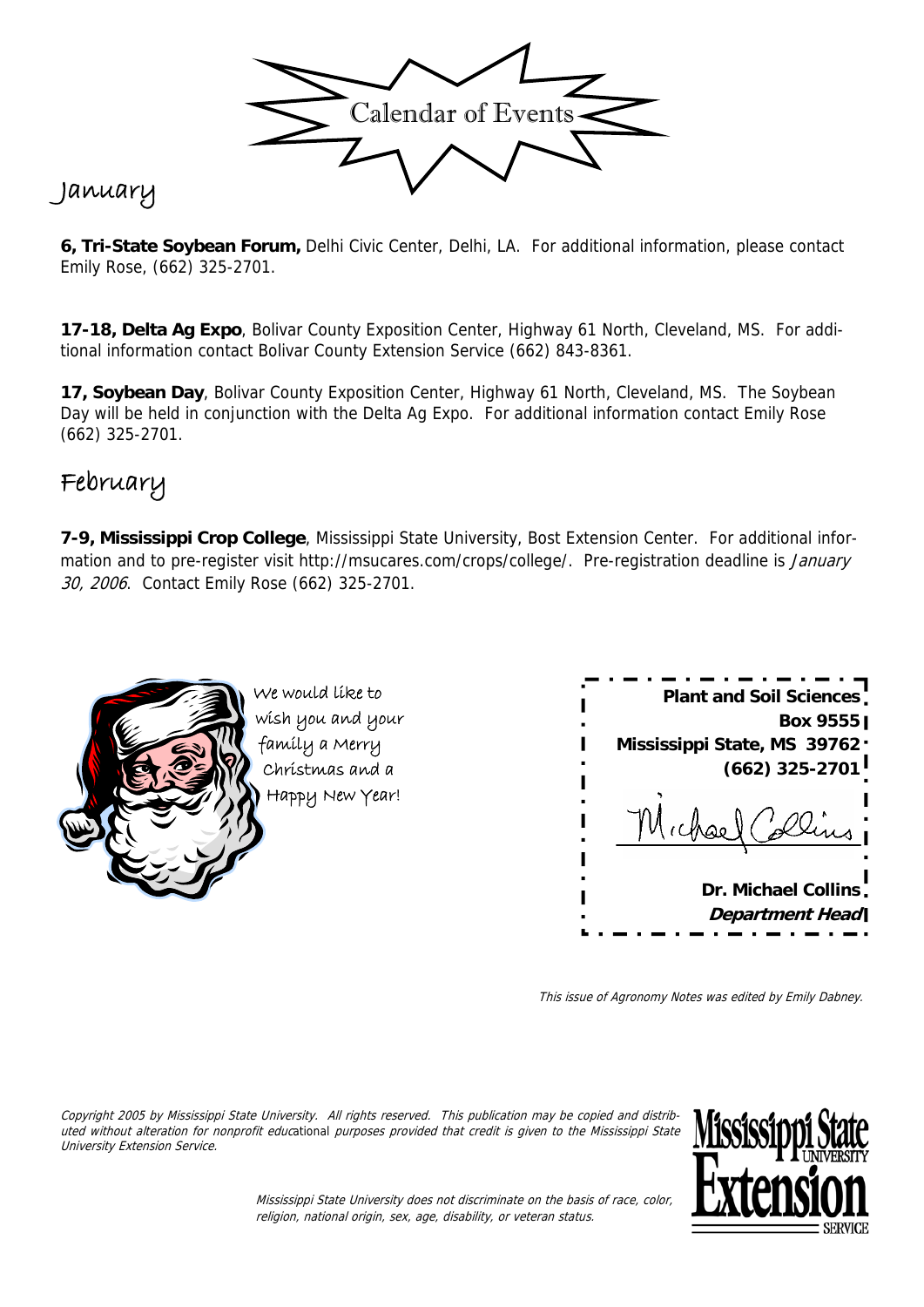# Calendar of Events

## January

**6, Tri-State Soybean Forum,** Delhi Civic Center, Delhi, LA. For additional information, please contact Emily Rose, (662) 325-2701.

**17-18, Delta Ag Expo**, Bolivar County Exposition Center, Highway 61 North, Cleveland, MS. For additional information contact Bolivar County Extension Service (662) 843-8361.

**17, Soybean Day**, Bolivar County Exposition Center, Highway 61 North, Cleveland, MS. The Soybean Day will be held in conjunction with the Delta Ag Expo. For additional information contact Emily Rose (662) 325-2701.

## February

**7-9, Mississippi Crop College**, Mississippi State University, Bost Extension Center. For additional information and to pre-register visit http://msucares.com/crops/college/. Pre-registration deadline is *January 30, 2006*. Contact Emily Rose (662) 325-2701.

We would like to wish you and your family a Merry Christmas and a Happy New Year!

**Plant and Soil Sciences**
**Box 9555**
**Mississippi State, MS 39762**
**(662) 325-2701**

Michael Collins

**Dr. Michael Collins**
***Department Head***

*This issue of Agronomy Notes was edited by Emily Dabney.*

*Copyright 2005 by Mississippi State University. All rights reserved. This publication may be copied and distributed without alteration for nonprofit educational purposes provided that credit is given to the Mississippi State University Extension Service.*

*Mississippi State University does not discriminate on the basis of race, color, religion, national origin, sex, age, disability, or veteran status.*

Mississippi State University Extension Service